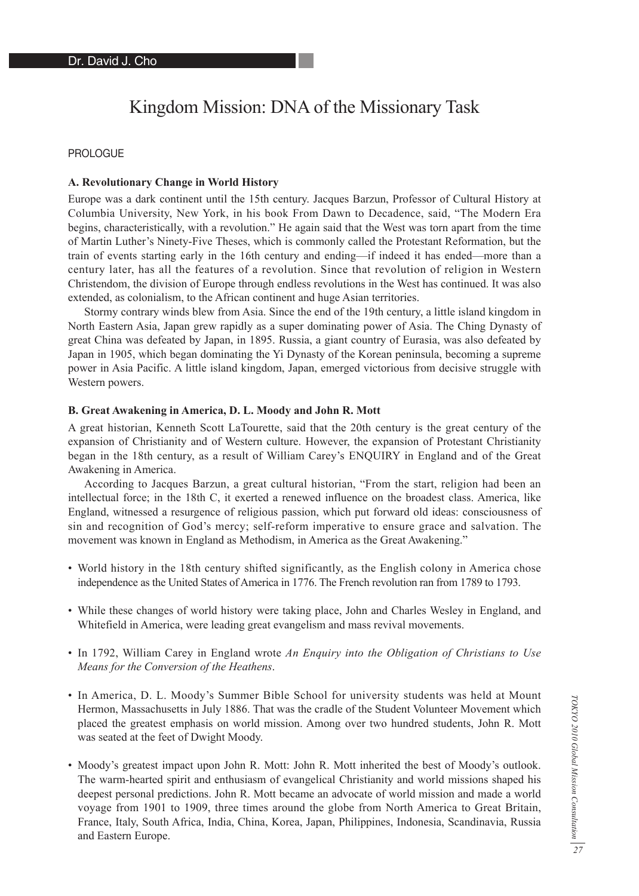Dr. David J. Cho

# Kingdom Mission: DNA of the Missionary Task

PROLOGUE

### A. Revolutionary Change in World History

Europe was a dark continent until the 15th century. Jacques Barzun, Professor of Cultural History at Columbia University, New York, in his book From Dawn to Decadence, said, "The Modern Era begins, characteristically, with a revolution." He again said that the West was torn apart from the time of Martin Luther's Ninety-Five Theses, which is commonly called the Protestant Reformation, but the train of events starting early in the 16th century and ending—if indeed it has ended—more than a century later, has all the features of a revolution. Since that revolution of religion in Western Christendom, the division of Europe through endless revolutions in the West has continued. It was also extended, as colonialism, to the African continent and huge Asian territories.

Stormy contrary winds blew from Asia. Since the end of the 19th century, a little island kingdom in North Eastern Asia, Japan grew rapidly as a super dominating power of Asia. The Ching Dynasty of great China was defeated by Japan, in 1895. Russia, a giant country of Eurasia, was also defeated by Japan in 1905, which began dominating the Yi Dynasty of the Korean peninsula, becoming a supreme power in Asia Pacific. A little island kingdom, Japan, emerged victorious from decisive struggle with Western powers.

### B. Great Awakening in America, D. L. Moody and John R. Mott

A great historian, Kenneth Scott LaTourette, said that the 20th century is the great century of the expansion of Christianity and of Western culture. However, the expansion of Protestant Christianity began in the 18th century, as a result of William Carey's ENQUIRY in England and of the Great Awakening in America.

According to Jacques Barzun, a great cultural historian, "From the start, religion had been an intellectual force; in the 18th C, it exerted a renewed influence on the broadest class. America, like England, witnessed a resurgence of religious passion, which put forward old ideas: consciousness of sin and recognition of God's mercy; self-reform imperative to ensure grace and salvation. The movement was known in England as Methodism, in America as the Great Awakening."

- World history in the 18th century shifted significantly, as the English colony in America chose independence as the United States of America in 1776. The French revolution ran from 1789 to 1793.
- While these changes of world history were taking place, John and Charles Wesley in England, and Whitefield in America, were leading great evangelism and mass revival movements.
- In 1792, William Carey in England wrote *An Enquiry into the Obligation of Christians to Use Means for the Conversion of the Heathens*.
- In America, D. L. Moody's Summer Bible School for university students was held at Mount Hermon, Massachusetts in July 1886. That was the cradle of the Student Volunteer Movement which placed the greatest emphasis on world mission. Among over two hundred students, John R. Mott was seated at the feet of Dwight Moody.
- Moody's greatest impact upon John R. Mott: John R. Mott inherited the best of Moody's outlook. The warm-hearted spirit and enthusiasm of evangelical Christianity and world missions shaped his deepest personal predictions. John R. Mott became an advocate of world mission and made a world voyage from 1901 to 1909, three times around the globe from North America to Great Britain, France, Italy, South Africa, India, China, Korea, Japan, Philippines, Indonesia, Scandinavia, Russia and Eastern Europe.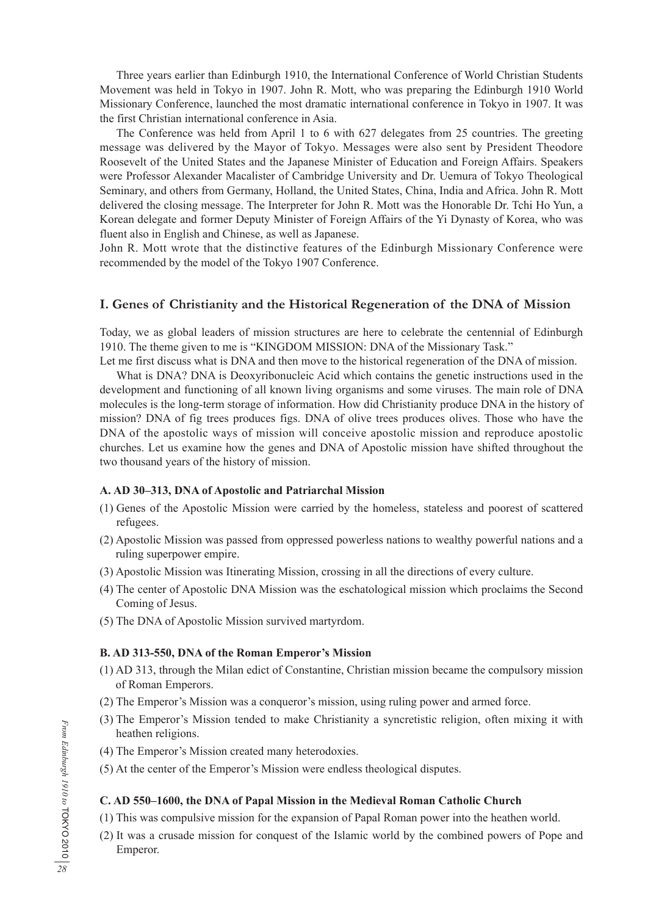Three years earlier than Edinburgh 1910, the International Conference of World Christian Students Movement was held in Tokyo in 1907. John R. Mott, who was preparing the Edinburgh 1910 World Missionary Conference, launched the most dramatic international conference in Tokyo in 1907. It was the first Christian international conference in Asia.

The Conference was held from April 1 to 6 with 627 delegates from 25 countries. The greeting message was delivered by the Mayor of Tokyo. Messages were also sent by President Theodore Roosevelt of the United States and the Japanese Minister of Education and Foreign Affairs. Speakers were Professor Alexander Macalister of Cambridge University and Dr. Uemura of Tokyo Theological Seminary, and others from Germany, Holland, the United States, China, India and Africa. John R. Mott delivered the closing message. The Interpreter for John R. Mott was the Honorable Dr. Tchi Ho Yun, a Korean delegate and former Deputy Minister of Foreign Affairs of the Yi Dynasty of Korea, who was fluent also in English and Chinese, as well as Japanese.

John R. Mott wrote that the distinctive features of the Edinburgh Missionary Conference were recommended by the model of the Tokyo 1907 Conference.

## I. Genes of Christianity and the Historical Regeneration of the DNA of Mission

Today, we as global leaders of mission structures are here to celebrate the centennial of Edinburgh 1910. The theme given to me is "KINGDOM MISSION: DNA of the Missionary Task."

Let me first discuss what is DNA and then move to the historical regeneration of the DNA of mission.

What is DNA? DNA is Deoxyribonucleic Acid which contains the genetic instructions used in the development and functioning of all known living organisms and some viruses. The main role of DNA molecules is the long-term storage of information. How did Christianity produce DNA in the history of mission? DNA of fig trees produces figs. DNA of olive trees produces olives. Those who have the DNA of the apostolic ways of mission will conceive apostolic mission and reproduce apostolic churches. Let us examine how the genes and DNA of Apostolic mission have shifted throughout the two thousand years of the history of mission.

### A. AD 30–313, DNA of Apostolic and Patriarchal Mission

(1) Genes of the Apostolic Mission were carried by the homeless, stateless and poorest of scattered refugees.

(2) Apostolic Mission was passed from oppressed powerless nations to wealthy powerful nations and a ruling superpower empire.

(3) Apostolic Mission was Itinerating Mission, crossing in all the directions of every culture.

(4) The center of Apostolic DNA Mission was the eschatological mission which proclaims the Second Coming of Jesus.

(5) The DNA of Apostolic Mission survived martyrdom.

### B. AD 313-550, DNA of the Roman Emperor's Mission

(1) AD 313, through the Milan edict of Constantine, Christian mission became the compulsory mission of Roman Emperors.

(2) The Emperor's Mission was a conqueror's mission, using ruling power and armed force.

(3) The Emperor's Mission tended to make Christianity a syncretistic religion, often mixing it with heathen religions.

(4) The Emperor's Mission created many heterodoxies.

(5) At the center of the Emperor's Mission were endless theological disputes.

### C. AD 550–1600, the DNA of Papal Mission in the Medieval Roman Catholic Church

(1) This was compulsive mission for the expansion of Papal Roman power into the heathen world.

(2) It was a crusade mission for conquest of the Islamic world by the combined powers of Pope and Emperor.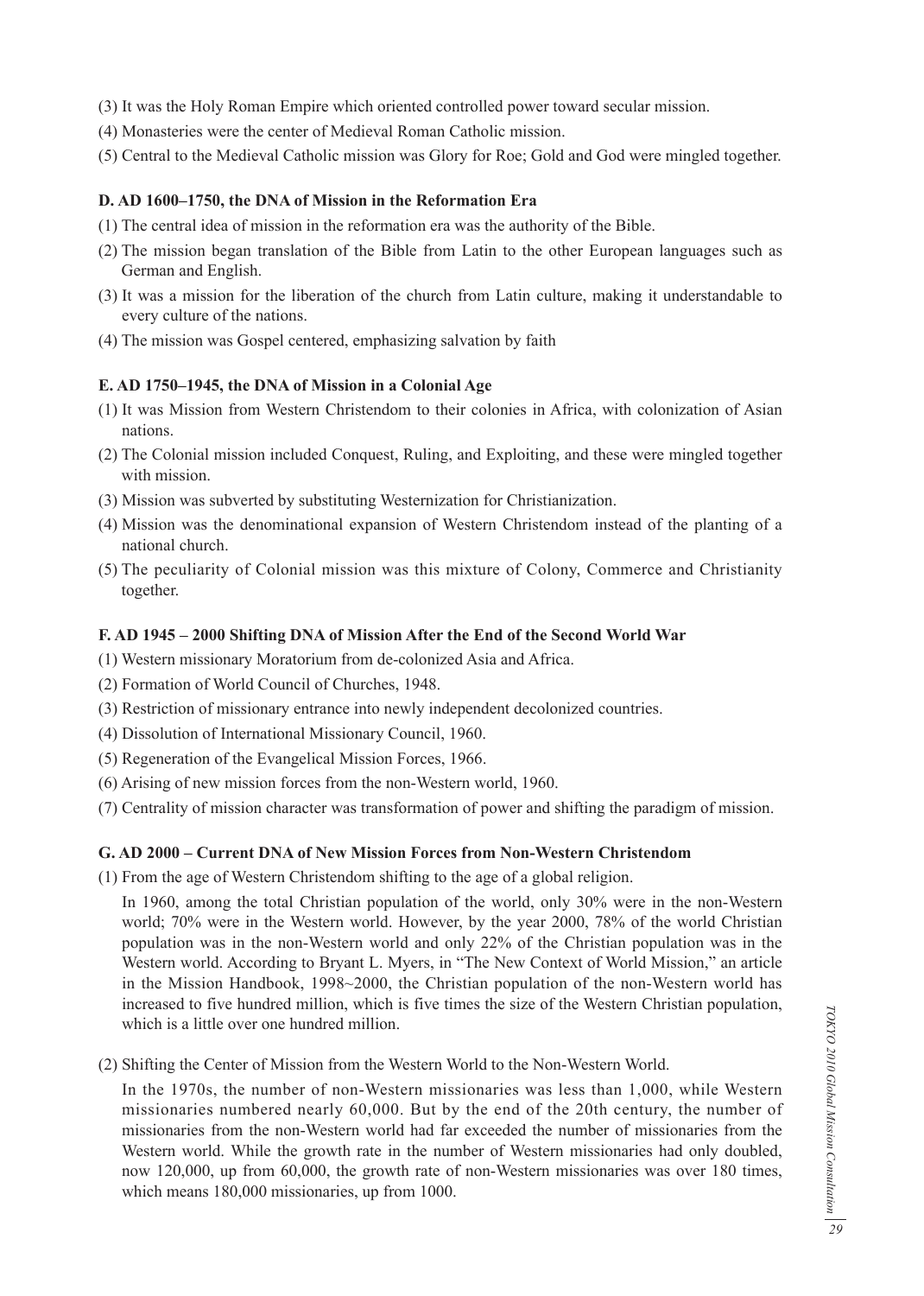(3) It was the Holy Roman Empire which oriented controlled power toward secular mission.

(4) Monasteries were the center of Medieval Roman Catholic mission.

(5) Central to the Medieval Catholic mission was Glory for Roe; Gold and God were mingled together.

**D. AD 1600–1750, the DNA of Mission in the Reformation Era**

(1) The central idea of mission in the reformation era was the authority of the Bible.

(2) The mission began translation of the Bible from Latin to the other European languages such as German and English.

(3) It was a mission for the liberation of the church from Latin culture, making it understandable to every culture of the nations.

(4) The mission was Gospel centered, emphasizing salvation by faith

**E. AD 1750–1945, the DNA of Mission in a Colonial Age**

(1) It was Mission from Western Christendom to their colonies in Africa, with colonization of Asian nations.

(2) The Colonial mission included Conquest, Ruling, and Exploiting, and these were mingled together with mission.

(3) Mission was subverted by substituting Westernization for Christianization.

(4) Mission was the denominational expansion of Western Christendom instead of the planting of a national church.

(5) The peculiarity of Colonial mission was this mixture of Colony, Commerce and Christianity together.

**F. AD 1945 – 2000 Shifting DNA of Mission After the End of the Second World War**

(1) Western missionary Moratorium from de-colonized Asia and Africa.

(2) Formation of World Council of Churches, 1948.

(3) Restriction of missionary entrance into newly independent decolonized countries.

(4) Dissolution of International Missionary Council, 1960.

(5) Regeneration of the Evangelical Mission Forces, 1966.

(6) Arising of new mission forces from the non-Western world, 1960.

(7) Centrality of mission character was transformation of power and shifting the paradigm of mission.

**G. AD 2000 – Current DNA of New Mission Forces from Non-Western Christendom**

(1) From the age of Western Christendom shifting to the age of a global religion.

In 1960, among the total Christian population of the world, only 30% were in the non-Western world; 70% were in the Western world. However, by the year 2000, 78% of the world Christian population was in the non-Western world and only 22% of the Christian population was in the Western world. According to Bryant L. Myers, in "The New Context of World Mission," an article in the Mission Handbook, 1998~2000, the Christian population of the non-Western world has increased to five hundred million, which is five times the size of the Western Christian population, which is a little over one hundred million.

(2) Shifting the Center of Mission from the Western World to the Non-Western World.

In the 1970s, the number of non-Western missionaries was less than 1,000, while Western missionaries numbered nearly 60,000. But by the end of the 20th century, the number of missionaries from the non-Western world had far exceeded the number of missionaries from the Western world. While the growth rate in the number of Western missionaries had only doubled, now 120,000, up from 60,000, the growth rate of non-Western missionaries was over 180 times, which means 180,000 missionaries, up from 1000.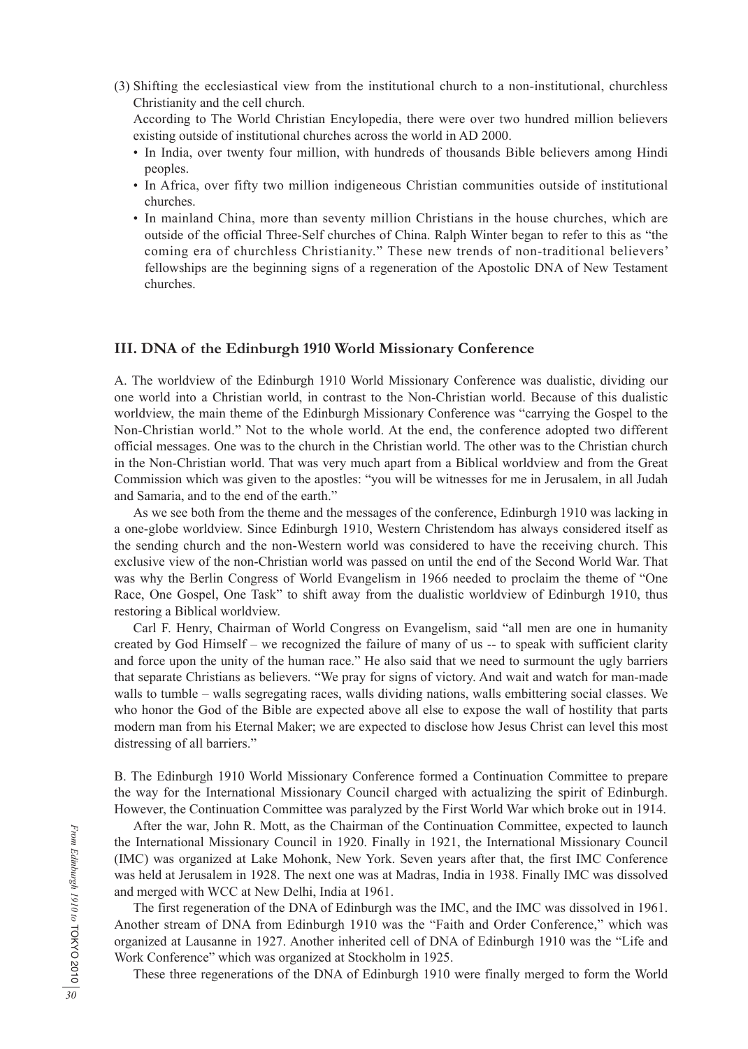(3) Shifting the ecclesiastical view from the institutional church to a non-institutional, churchless Christianity and the cell church.

According to The World Christian Encylopedia, there were over two hundred million believers existing outside of institutional churches across the world in AD 2000.

- In India, over twenty four million, with hundreds of thousands Bible believers among Hindi peoples.
- In Africa, over fifty two million indigeneous Christian communities outside of institutional churches.
- In mainland China, more than seventy million Christians in the house churches, which are outside of the official Three-Self churches of China. Ralph Winter began to refer to this as "the coming era of churchless Christianity." These new trends of non-traditional believers' fellowships are the beginning signs of a regeneration of the Apostolic DNA of New Testament churches.

### III. DNA of the Edinburgh 1910 World Missionary Conference

A. The worldview of the Edinburgh 1910 World Missionary Conference was dualistic, dividing our one world into a Christian world, in contrast to the Non-Christian world. Because of this dualistic worldview, the main theme of the Edinburgh Missionary Conference was "carrying the Gospel to the Non-Christian world." Not to the whole world. At the end, the conference adopted two different official messages. One was to the church in the Christian world. The other was to the Christian church in the Non-Christian world. That was very much apart from a Biblical worldview and from the Great Commission which was given to the apostles: "you will be witnesses for me in Jerusalem, in all Judah and Samaria, and to the end of the earth."

As we see both from the theme and the messages of the conference, Edinburgh 1910 was lacking in a one-globe worldview. Since Edinburgh 1910, Western Christendom has always considered itself as the sending church and the non-Western world was considered to have the receiving church. This exclusive view of the non-Christian world was passed on until the end of the Second World War. That was why the Berlin Congress of World Evangelism in 1966 needed to proclaim the theme of "One Race, One Gospel, One Task" to shift away from the dualistic worldview of Edinburgh 1910, thus restoring a Biblical worldview.

Carl F. Henry, Chairman of World Congress on Evangelism, said "all men are one in humanity created by God Himself – we recognized the failure of many of us -- to speak with sufficient clarity and force upon the unity of the human race." He also said that we need to surmount the ugly barriers that separate Christians as believers. "We pray for signs of victory. And wait and watch for man-made walls to tumble – walls segregating races, walls dividing nations, walls embittering social classes. We who honor the God of the Bible are expected above all else to expose the wall of hostility that parts modern man from his Eternal Maker; we are expected to disclose how Jesus Christ can level this most distressing of all barriers."

B. The Edinburgh 1910 World Missionary Conference formed a Continuation Committee to prepare the way for the International Missionary Council charged with actualizing the spirit of Edinburgh. However, the Continuation Committee was paralyzed by the First World War which broke out in 1914.

After the war, John R. Mott, as the Chairman of the Continuation Committee, expected to launch the International Missionary Council in 1920. Finally in 1921, the International Missionary Council (IMC) was organized at Lake Mohonk, New York. Seven years after that, the first IMC Conference was held at Jerusalem in 1928. The next one was at Madras, India in 1938. Finally IMC was dissolved and merged with WCC at New Delhi, India at 1961.

The first regeneration of the DNA of Edinburgh was the IMC, and the IMC was dissolved in 1961. Another stream of DNA from Edinburgh 1910 was the "Faith and Order Conference," which was organized at Lausanne in 1927. Another inherited cell of DNA of Edinburgh 1910 was the "Life and Work Conference" which was organized at Stockholm in 1925.

These three regenerations of the DNA of Edinburgh 1910 were finally merged to form the World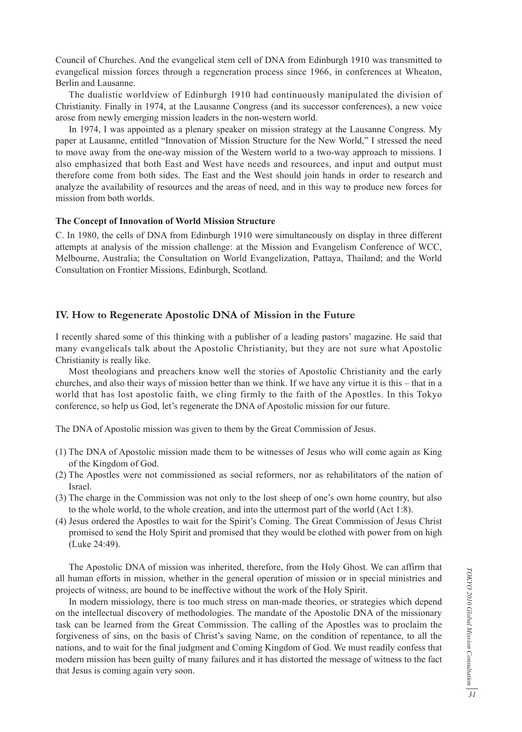Council of Churches. And the evangelical stem cell of DNA from Edinburgh 1910 was transmitted to evangelical mission forces through a regeneration process since 1966, in conferences at Wheaton, Berlin and Lausanne.

The dualistic worldview of Edinburgh 1910 had continuously manipulated the division of Christianity. Finally in 1974, at the Lausanne Congress (and its successor conferences), a new voice arose from newly emerging mission leaders in the non-western world.

In 1974, I was appointed as a plenary speaker on mission strategy at the Lausanne Congress. My paper at Lausanne, entitled "Innovation of Mission Structure for the New World," I stressed the need to move away from the one-way mission of the Western world to a two-way approach to missions. I also emphasized that both East and West have needs and resources, and input and output must therefore come from both sides. The East and the West should join hands in order to research and analyze the availability of resources and the areas of need, and in this way to produce new forces for mission from both worlds.

**The Concept of Innovation of World Mission Structure**

C. In 1980, the cells of DNA from Edinburgh 1910 were simultaneously on display in three different attempts at analysis of the mission challenge: at the Mission and Evangelism Conference of WCC, Melbourne, Australia; the Consultation on World Evangelization, Pattaya, Thailand; and the World Consultation on Frontier Missions, Edinburgh, Scotland.

## IV. How to Regenerate Apostolic DNA of Mission in the Future

I recently shared some of this thinking with a publisher of a leading pastors' magazine. He said that many evangelicals talk about the Apostolic Christianity, but they are not sure what Apostolic Christianity is really like.

Most theologians and preachers know well the stories of Apostolic Christianity and the early churches, and also their ways of mission better than we think. If we have any virtue it is this – that in a world that has lost apostolic faith, we cling firmly to the faith of the Apostles. In this Tokyo conference, so help us God, let's regenerate the DNA of Apostolic mission for our future.

The DNA of Apostolic mission was given to them by the Great Commission of Jesus.

(1) The DNA of Apostolic mission made them to be witnesses of Jesus who will come again as King of the Kingdom of God.
(2) The Apostles were not commissioned as social reformers, nor as rehabilitators of the nation of Israel.
(3) The charge in the Commission was not only to the lost sheep of one's own home country, but also to the whole world, to the whole creation, and into the uttermost part of the world (Act 1:8).
(4) Jesus ordered the Apostles to wait for the Spirit's Coming. The Great Commission of Jesus Christ promised to send the Holy Spirit and promised that they would be clothed with power from on high (Luke 24:49).

The Apostolic DNA of mission was inherited, therefore, from the Holy Ghost. We can affirm that all human efforts in mission, whether in the general operation of mission or in special ministries and projects of witness, are bound to be ineffective without the work of the Holy Spirit.

In modern missiology, there is too much stress on man-made theories, or strategies which depend on the intellectual discovery of methodologies. The mandate of the Apostolic DNA of the missionary task can be learned from the Great Commission. The calling of the Apostles was to proclaim the forgiveness of sins, on the basis of Christ's saving Name, on the condition of repentance, to all the nations, and to wait for the final judgment and Coming Kingdom of God. We must readily confess that modern mission has been guilty of many failures and it has distorted the message of witness to the fact that Jesus is coming again very soon.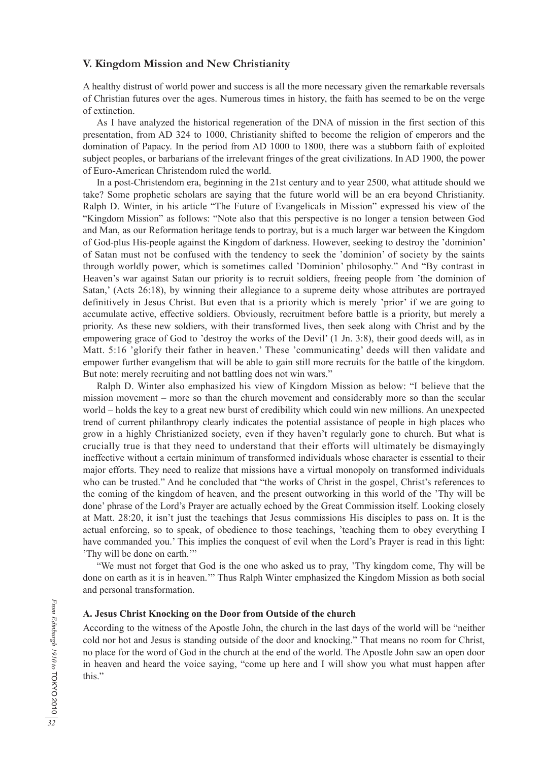## V. Kingdom Mission and New Christianity

A healthy distrust of world power and success is all the more necessary given the remarkable reversals of Christian futures over the ages. Numerous times in history, the faith has seemed to be on the verge of extinction.

As I have analyzed the historical regeneration of the DNA of mission in the first section of this presentation, from AD 324 to 1000, Christianity shifted to become the religion of emperors and the domination of Papacy. In the period from AD 1000 to 1800, there was a stubborn faith of exploited subject peoples, or barbarians of the irrelevant fringes of the great civilizations. In AD 1900, the power of Euro-American Christendom ruled the world.

In a post-Christendom era, beginning in the 21st century and to year 2500, what attitude should we take? Some prophetic scholars are saying that the future world will be an era beyond Christianity. Ralph D. Winter, in his article "The Future of Evangelicals in Mission" expressed his view of the "Kingdom Mission" as follows: "Note also that this perspective is no longer a tension between God and Man, as our Reformation heritage tends to portray, but is a much larger war between the Kingdom of God-plus His-people against the Kingdom of darkness. However, seeking to destroy the 'dominion' of Satan must not be confused with the tendency to seek the 'dominion' of society by the saints through worldly power, which is sometimes called 'Dominion' philosophy." And "By contrast in Heaven's war against Satan our priority is to recruit soldiers, freeing people from 'the dominion of Satan,' (Acts 26:18), by winning their allegiance to a supreme deity whose attributes are portrayed definitively in Jesus Christ. But even that is a priority which is merely 'prior' if we are going to accumulate active, effective soldiers. Obviously, recruitment before battle is a priority, but merely a priority. As these new soldiers, with their transformed lives, then seek along with Christ and by the empowering grace of God to 'destroy the works of the Devil' (1 Jn. 3:8), their good deeds will, as in Matt. 5:16 'glorify their father in heaven.' These 'communicating' deeds will then validate and empower further evangelism that will be able to gain still more recruits for the battle of the kingdom. But note: merely recruiting and not battling does not win wars."

Ralph D. Winter also emphasized his view of Kingdom Mission as below: "I believe that the mission movement – more so than the church movement and considerably more so than the secular world – holds the key to a great new burst of credibility which could win new millions. An unexpected trend of current philanthropy clearly indicates the potential assistance of people in high places who grow in a highly Christianized society, even if they haven't regularly gone to church. But what is crucially true is that they need to understand that their efforts will ultimately be dismayingly ineffective without a certain minimum of transformed individuals whose character is essential to their major efforts. They need to realize that missions have a virtual monopoly on transformed individuals who can be trusted." And he concluded that "the works of Christ in the gospel, Christ's references to the coming of the kingdom of heaven, and the present outworking in this world of the 'Thy will be done' phrase of the Lord's Prayer are actually echoed by the Great Commission itself. Looking closely at Matt. 28:20, it isn't just the teachings that Jesus commissions His disciples to pass on. It is the actual enforcing, so to speak, of obedience to those teachings, 'teaching them to obey everything I have commanded you.' This implies the conquest of evil when the Lord's Prayer is read in this light: 'Thy will be done on earth.'"

"We must not forget that God is the one who asked us to pray, 'Thy kingdom come, Thy will be done on earth as it is in heaven.'" Thus Ralph Winter emphasized the Kingdom Mission as both social and personal transformation.

### A. Jesus Christ Knocking on the Door from Outside of the church

According to the witness of the Apostle John, the church in the last days of the world will be "neither cold nor hot and Jesus is standing outside of the door and knocking." That means no room for Christ, no place for the word of God in the church at the end of the world. The Apostle John saw an open door in heaven and heard the voice saying, "come up here and I will show you what must happen after this."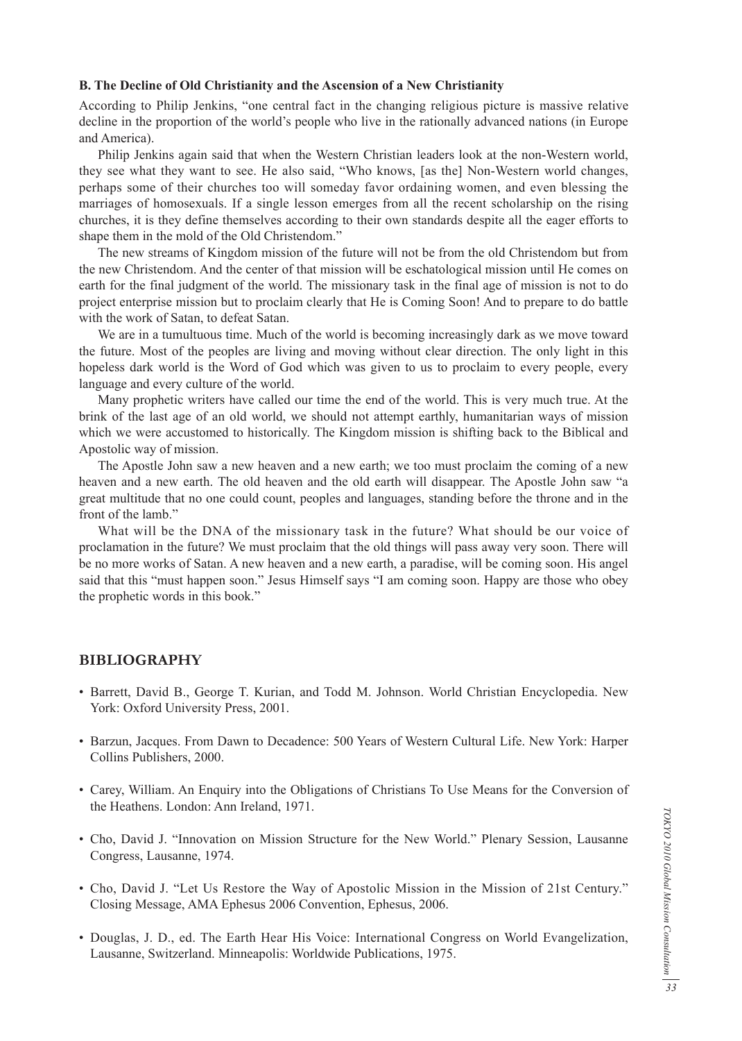**B. The Decline of Old Christianity and the Ascension of a New Christianity**

According to Philip Jenkins, "one central fact in the changing religious picture is massive relative decline in the proportion of the world's people who live in the rationally advanced nations (in Europe and America).

Philip Jenkins again said that when the Western Christian leaders look at the non-Western world, they see what they want to see. He also said, "Who knows, [as the] Non-Western world changes, perhaps some of their churches too will someday favor ordaining women, and even blessing the marriages of homosexuals. If a single lesson emerges from all the recent scholarship on the rising churches, it is they define themselves according to their own standards despite all the eager efforts to shape them in the mold of the Old Christendom."

The new streams of Kingdom mission of the future will not be from the old Christendom but from the new Christendom. And the center of that mission will be eschatological mission until He comes on earth for the final judgment of the world. The missionary task in the final age of mission is not to do project enterprise mission but to proclaim clearly that He is Coming Soon! And to prepare to do battle with the work of Satan, to defeat Satan.

We are in a tumultuous time. Much of the world is becoming increasingly dark as we move toward the future. Most of the peoples are living and moving without clear direction. The only light in this hopeless dark world is the Word of God which was given to us to proclaim to every people, every language and every culture of the world.

Many prophetic writers have called our time the end of the world. This is very much true. At the brink of the last age of an old world, we should not attempt earthly, humanitarian ways of mission which we were accustomed to historically. The Kingdom mission is shifting back to the Biblical and Apostolic way of mission.

The Apostle John saw a new heaven and a new earth; we too must proclaim the coming of a new heaven and a new earth. The old heaven and the old earth will disappear. The Apostle John saw "a great multitude that no one could count, peoples and languages, standing before the throne and in the front of the lamb."

What will be the DNA of the missionary task in the future? What should be our voice of proclamation in the future? We must proclaim that the old things will pass away very soon. There will be no more works of Satan. A new heaven and a new earth, a paradise, will be coming soon. His angel said that this "must happen soon." Jesus Himself says "I am coming soon. Happy are those who obey the prophetic words in this book."

## BIBLIOGRAPHY

- Barrett, David B., George T. Kurian, and Todd M. Johnson. World Christian Encyclopedia. New York: Oxford University Press, 2001.
- Barzun, Jacques. From Dawn to Decadence: 500 Years of Western Cultural Life. New York: Harper Collins Publishers, 2000.
- Carey, William. An Enquiry into the Obligations of Christians To Use Means for the Conversion of the Heathens. London: Ann Ireland, 1971.
- Cho, David J. "Innovation on Mission Structure for the New World." Plenary Session, Lausanne Congress, Lausanne, 1974.
- Cho, David J. "Let Us Restore the Way of Apostolic Mission in the Mission of 21st Century." Closing Message, AMA Ephesus 2006 Convention, Ephesus, 2006.
- Douglas, J. D., ed. The Earth Hear His Voice: International Congress on World Evangelization, Lausanne, Switzerland. Minneapolis: Worldwide Publications, 1975.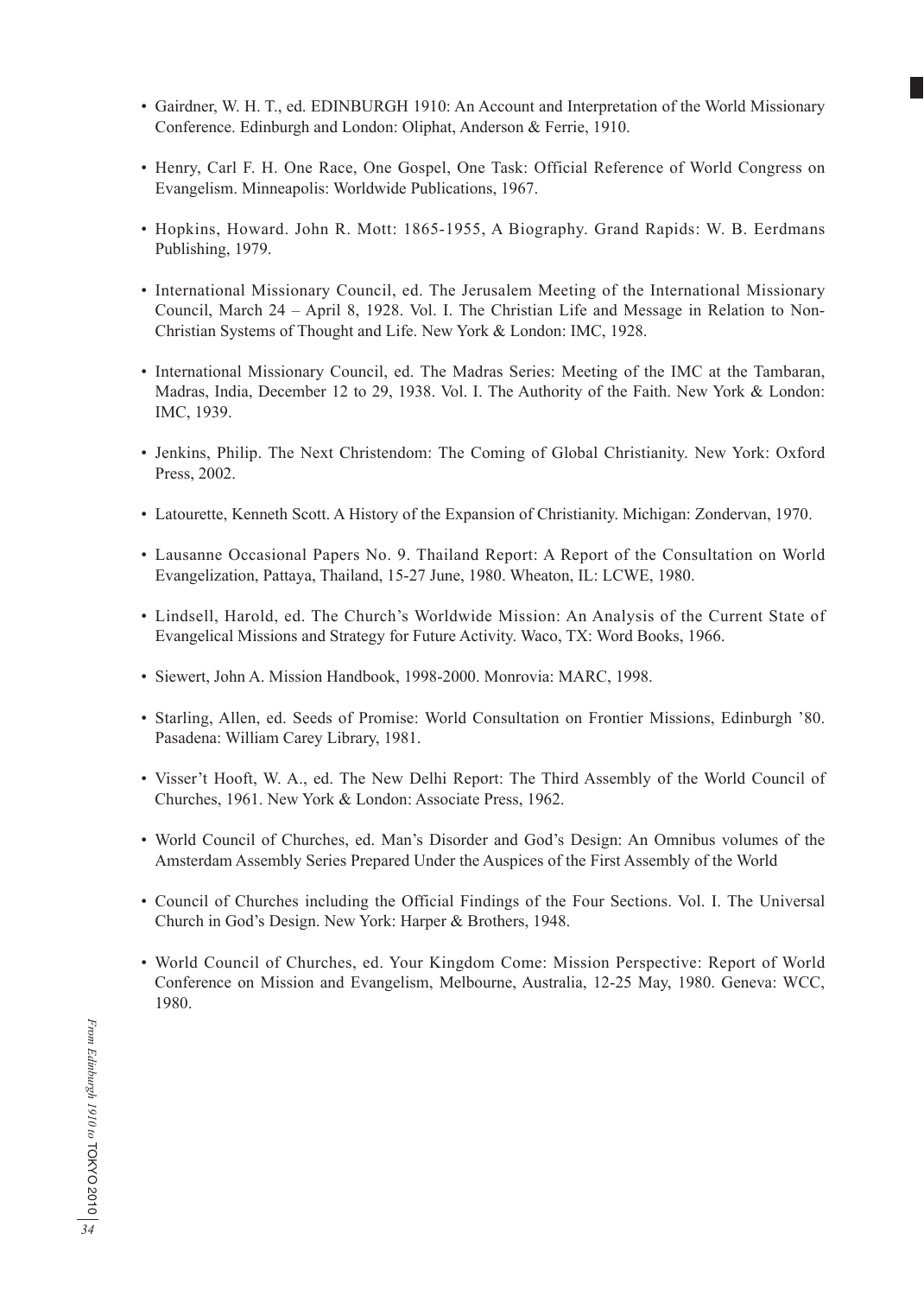- Gairdner, W. H. T., ed. EDINBURGH 1910: An Account and Interpretation of the World Missionary Conference. Edinburgh and London: Oliphat, Anderson & Ferrie, 1910.

- Henry, Carl F. H. One Race, One Gospel, One Task: Official Reference of World Congress on Evangelism. Minneapolis: Worldwide Publications, 1967.

- Hopkins, Howard. John R. Mott: 1865-1955, A Biography. Grand Rapids: W. B. Eerdmans Publishing, 1979.

- International Missionary Council, ed. The Jerusalem Meeting of the International Missionary Council, March 24 – April 8, 1928. Vol. I. The Christian Life and Message in Relation to Non-Christian Systems of Thought and Life. New York & London: IMC, 1928.

- International Missionary Council, ed. The Madras Series: Meeting of the IMC at the Tambaran, Madras, India, December 12 to 29, 1938. Vol. I. The Authority of the Faith. New York & London: IMC, 1939.

- Jenkins, Philip. The Next Christendom: The Coming of Global Christianity. New York: Oxford Press, 2002.

- Latourette, Kenneth Scott. A History of the Expansion of Christianity. Michigan: Zondervan, 1970.

- Lausanne Occasional Papers No. 9. Thailand Report: A Report of the Consultation on World Evangelization, Pattaya, Thailand, 15-27 June, 1980. Wheaton, IL: LCWE, 1980.

- Lindsell, Harold, ed. The Church's Worldwide Mission: An Analysis of the Current State of Evangelical Missions and Strategy for Future Activity. Waco, TX: Word Books, 1966.

- Siewert, John A. Mission Handbook, 1998-2000. Monrovia: MARC, 1998.

- Starling, Allen, ed. Seeds of Promise: World Consultation on Frontier Missions, Edinburgh '80. Pasadena: William Carey Library, 1981.

- Visser't Hooft, W. A., ed. The New Delhi Report: The Third Assembly of the World Council of Churches, 1961. New York & London: Associate Press, 1962.

- World Council of Churches, ed. Man's Disorder and God's Design: An Omnibus volumes of the Amsterdam Assembly Series Prepared Under the Auspices of the First Assembly of the World

- Council of Churches including the Official Findings of the Four Sections. Vol. I. The Universal Church in God's Design. New York: Harper & Brothers, 1948.

- World Council of Churches, ed. Your Kingdom Come: Mission Perspective: Report of World Conference on Mission and Evangelism, Melbourne, Australia, 12-25 May, 1980. Geneva: WCC, 1980.